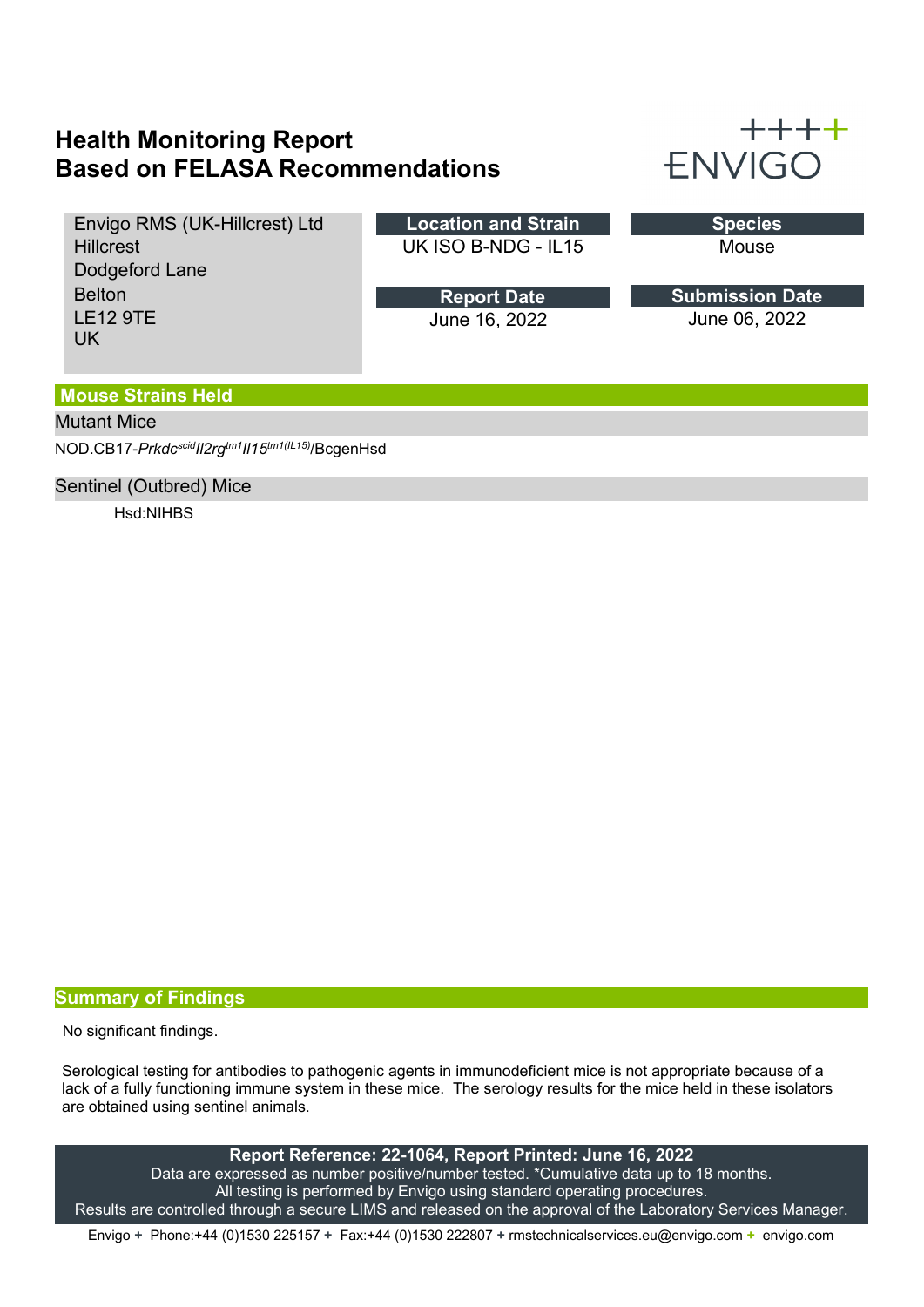# Health Monitoring Report
# Based on FELASA Recommendations

ENVIGO

Envigo RMS (UK-Hillcrest) Ltd
Hillcrest
Dodgeford Lane
Belton
LE12 9TE
UK

| Location and Strain | Species |
| --- | --- |
| UK ISO B-NDG - IL15 | Mouse |

| Report Date | Submission Date |
| --- | --- |
| June 16, 2022 | June 06, 2022 |

## Mouse Strains Held

### Mutant Mice

NOD.CB17-*Prkdc*[*scid*]*Il2rg*[*tm1*]*Il15*[*tm1(IL15)*]/BcgenHsd

### Sentinel (Outbred) Mice

Hsd:NIHBS

## Summary of Findings

No significant findings.

Serological testing for antibodies to pathogenic agents in immunodeficient mice is not appropriate because of a lack of a fully functioning immune system in these mice. The serology results for the mice held in these isolators are obtained using sentinel animals.

**Report Reference: 22-1064, Report Printed: June 16, 2022**
Data are expressed as number positive/number tested. *Cumulative data up to 18 months.
All testing is performed by Envigo using standard operating procedures.
Results are controlled through a secure LIMS and released on the approval of the Laboratory Services Manager.

Envigo + Phone:+44 (0)1530 225157 + Fax:+44 (0)1530 222807 + rmstechnicalservices.eu@envigo.com + envigo.com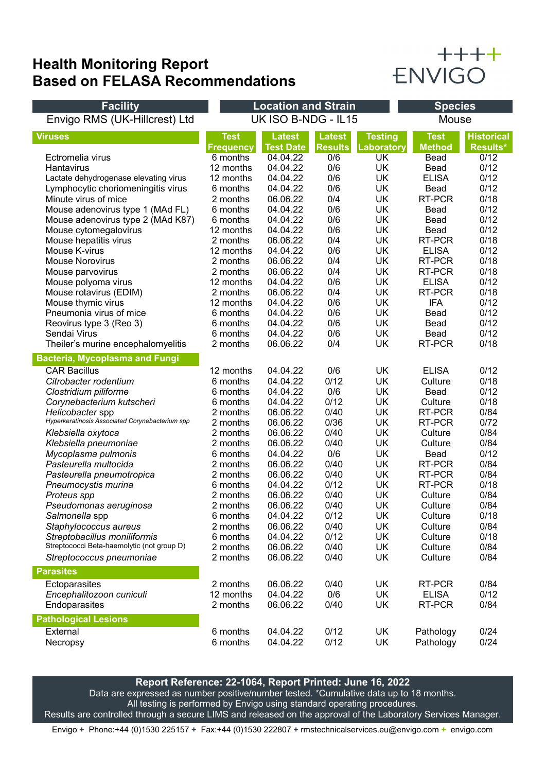# Health Monitoring Report
# Based on FELASA Recommendations

ENVIGO

| Facility | Location and Strain | Species |
|---|---|---|
| Envigo RMS (UK-Hillcrest) Ltd | UK ISO B-NDG - IL15 | Mouse |

| Viruses | Test Frequency | Latest Test Date | Latest Results | Testing Laboratory | Test Method | Historical Results* |
|---|---|---|---|---|---|---|
| Ectromelia virus | 6 months | 04.04.22 | 0/6 | UK | Bead | 0/12 |
| Hantavirus | 12 months | 04.04.22 | 0/6 | UK | Bead | 0/12 |
| Lactate dehydrogenase elevating virus | 12 months | 04.04.22 | 0/6 | UK | ELISA | 0/12 |
| Lymphocytic choriomeningitis virus | 6 months | 04.04.22 | 0/6 | UK | Bead | 0/12 |
| Minute virus of mice | 2 months | 06.06.22 | 0/4 | UK | RT-PCR | 0/18 |
| Mouse adenovirus type 1 (MAd FL) | 6 months | 04.04.22 | 0/6 | UK | Bead | 0/12 |
| Mouse adenovirus type 2 (MAd K87) | 6 months | 04.04.22 | 0/6 | UK | Bead | 0/12 |
| Mouse cytomegalovirus | 12 months | 04.04.22 | 0/6 | UK | Bead | 0/12 |
| Mouse hepatitis virus | 2 months | 06.06.22 | 0/4 | UK | RT-PCR | 0/18 |
| Mouse K-virus | 12 months | 04.04.22 | 0/6 | UK | ELISA | 0/12 |
| Mouse Norovirus | 2 months | 06.06.22 | 0/4 | UK | RT-PCR | 0/18 |
| Mouse parvovirus | 2 months | 06.06.22 | 0/4 | UK | RT-PCR | 0/18 |
| Mouse polyoma virus | 12 months | 04.04.22 | 0/6 | UK | ELISA | 0/12 |
| Mouse rotavirus (EDIM) | 2 months | 06.06.22 | 0/4 | UK | RT-PCR | 0/18 |
| Mouse thymic virus | 12 months | 04.04.22 | 0/6 | UK | IFA | 0/12 |
| Pneumonia virus of mice | 6 months | 04.04.22 | 0/6 | UK | Bead | 0/12 |
| Reovirus type 3 (Reo 3) | 6 months | 04.04.22 | 0/6 | UK | Bead | 0/12 |
| Sendai Virus | 6 months | 04.04.22 | 0/6 | UK | Bead | 0/12 |
| Theiler's murine encephalomyelitis | 2 months | 06.06.22 | 0/4 | UK | RT-PCR | 0/18 |
| **Bacteria, Mycoplasma and Fungi** | | | | | | |
| CAR Bacillus | 12 months | 04.04.22 | 0/6 | UK | ELISA | 0/12 |
| *Citrobacter rodentium* | 6 months | 04.04.22 | 0/12 | UK | Culture | 0/18 |
| *Clostridium piliforme* | 6 months | 04.04.22 | 0/6 | UK | Bead | 0/12 |
| *Corynebacterium kutscheri* | 6 months | 04.04.22 | 0/12 | UK | Culture | 0/18 |
| *Helicobacter* spp | 2 months | 06.06.22 | 0/40 | UK | RT-PCR | 0/84 |
| *Hyperkeratinosis Associated Corynebacterium spp* | 2 months | 06.06.22 | 0/36 | UK | RT-PCR | 0/72 |
| *Klebsiella oxytoca* | 2 months | 06.06.22 | 0/40 | UK | Culture | 0/84 |
| *Klebsiella pneumoniae* | 2 months | 06.06.22 | 0/40 | UK | Culture | 0/84 |
| *Mycoplasma pulmonis* | 6 months | 04.04.22 | 0/6 | UK | Bead | 0/12 |
| *Pasteurella multocida* | 2 months | 06.06.22 | 0/40 | UK | RT-PCR | 0/84 |
| *Pasteurella pneumotropica* | 2 months | 06.06.22 | 0/40 | UK | RT-PCR | 0/84 |
| *Pneumocystis murina* | 6 months | 04.04.22 | 0/12 | UK | RT-PCR | 0/18 |
| *Proteus spp* | 2 months | 06.06.22 | 0/40 | UK | Culture | 0/84 |
| *Pseudomonas aeruginosa* | 2 months | 06.06.22 | 0/40 | UK | Culture | 0/84 |
| *Salmonella* spp | 6 months | 04.04.22 | 0/12 | UK | Culture | 0/18 |
| *Staphylococcus aureus* | 2 months | 06.06.22 | 0/40 | UK | Culture | 0/84 |
| *Streptobacillus moniliformis* | 6 months | 04.04.22 | 0/12 | UK | Culture | 0/18 |
| Streptococci Beta-haemolytic (not group D) | 2 months | 06.06.22 | 0/40 | UK | Culture | 0/84 |
| *Streptococcus pneumoniae* | 2 months | 06.06.22 | 0/40 | UK | Culture | 0/84 |
| **Parasites** | | | | | | |
| Ectoparasites | 2 months | 06.06.22 | 0/40 | UK | RT-PCR | 0/84 |
| *Encephalitozoon cuniculi* | 12 months | 04.04.22 | 0/6 | UK | ELISA | 0/12 |
| Endoparasites | 2 months | 06.06.22 | 0/40 | UK | RT-PCR | 0/84 |
| **Pathological Lesions** | | | | | | |
| External | 6 months | 04.04.22 | 0/12 | UK | Pathology | 0/24 |
| Necropsy | 6 months | 04.04.22 | 0/12 | UK | Pathology | 0/24 |

**Report Reference: 22-1064, Report Printed: June 16, 2022**

Data are expressed as number positive/number tested. *Cumulative data up to 18 months.
All testing is performed by Envigo using standard operating procedures.
Results are controlled through a secure LIMS and released on the approval of the Laboratory Services Manager.

Envigo + Phone:+44 (0)1530 225157 + Fax:+44 (0)1530 222807 + rmstechnicalservices.eu@envigo.com + envigo.com